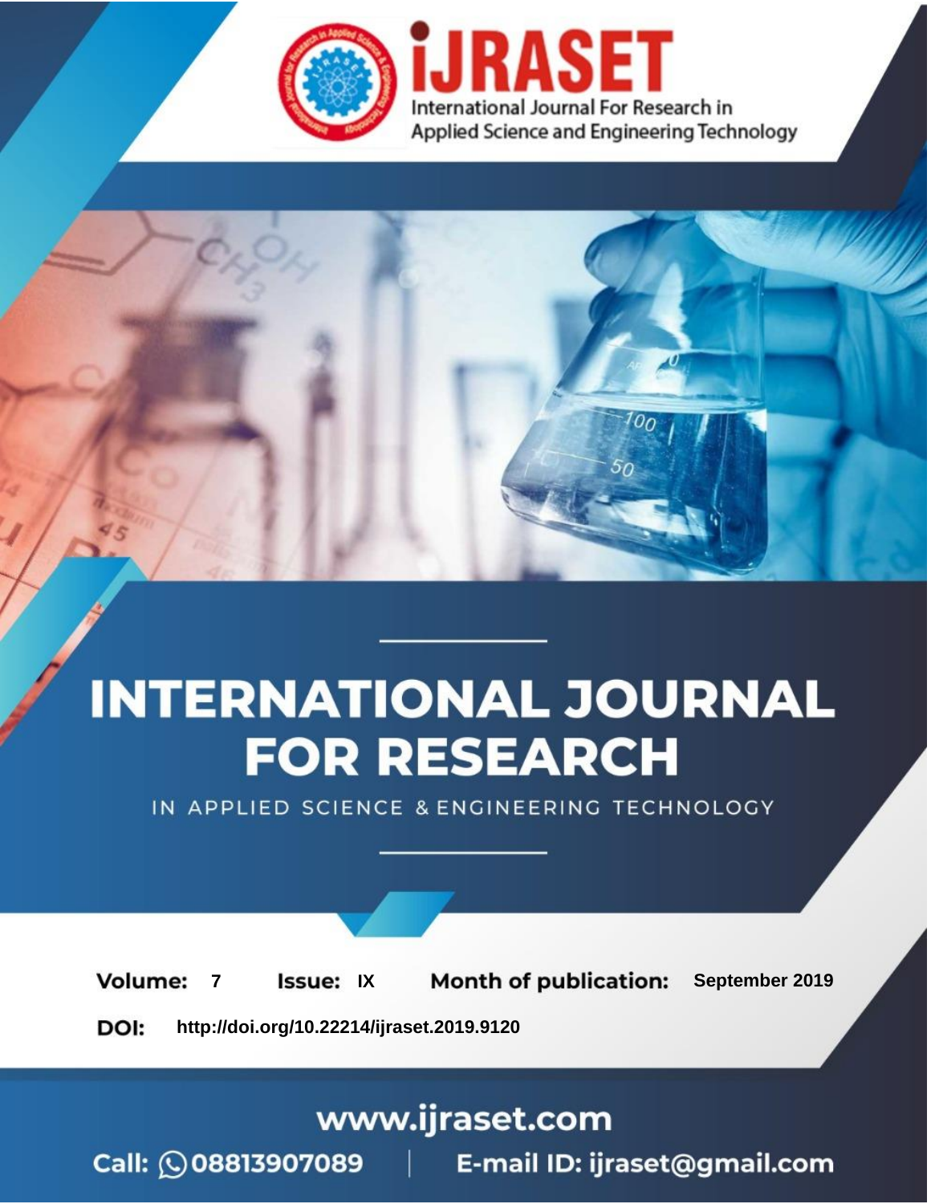iJRASET

International Journal For Research in Applied Science and Engineering Technology

# INTERNATIONAL JOURNAL FOR RESEARCH

IN APPLIED SCIENCE & ENGINEERING TECHNOLOGY

**Volume:** 7 **Issue:** IX **Month of publication:** September 2019

**DOI:** http://doi.org/10.22214/ijraset.2019.9120

www.ijraset.com

Call: 08813907089 | E-mail ID: ijraset@gmail.com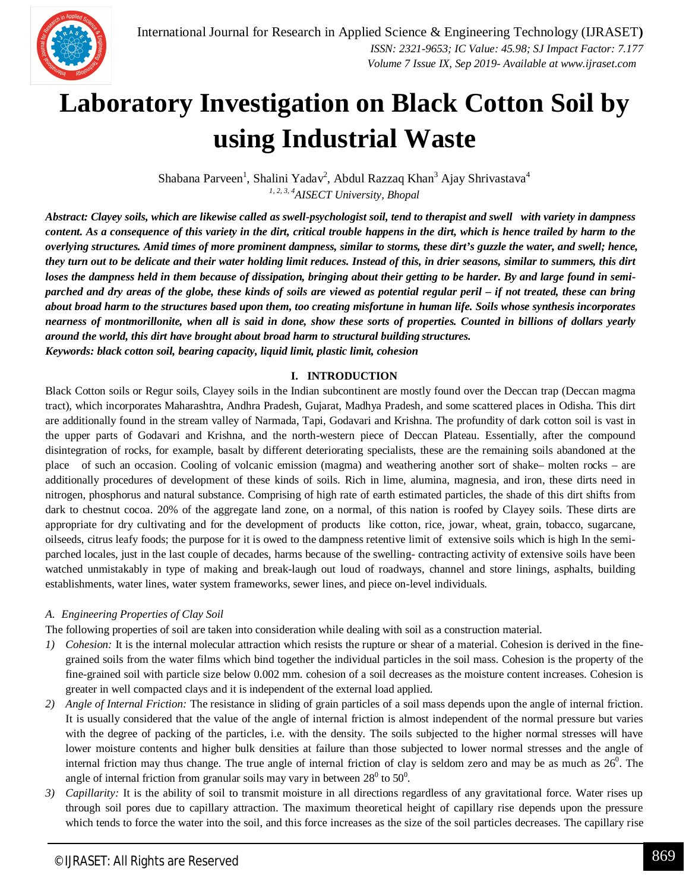# Laboratory Investigation on Black Cotton Soil by using Industrial Waste

Shabana Parveen[1], Shalini Yadav[2], Abdul Razzaq Khan[3] Ajay Shrivastava[4]

[1, 2, 3, 4]*AISECT University, Bhopal*

***Abstract:** Clayey soils, which are likewise called as swell-psychologist soil, tend to therapist and swell with variety in dampness content. As a consequence of this variety in the dirt, critical trouble happens in the dirt, which is hence trailed by harm to the overlying structures. Amid times of more prominent dampness, similar to storms, these dirt's guzzle the water, and swell; hence, they turn out to be delicate and their water holding limit reduces. Instead of this, in drier seasons, similar to summers, this dirt loses the dampness held in them because of dissipation, bringing about their getting to be harder. By and large found in semi-parched and dry areas of the globe, these kinds of soils are viewed as potential regular peril – if not treated, these can bring about broad harm to the structures based upon them, too creating misfortune in human life. Soils whose synthesis incorporates nearness of montmorillonite, when all is said in done, show these sorts of properties. Counted in billions of dollars yearly around the world, this dirt have brought about broad harm to structural building structures.*

***Keywords:** black cotton soil, bearing capacity, liquid limit, plastic limit, cohesion*

## I. INTRODUCTION

Black Cotton soils or Regur soils, Clayey soils in the Indian subcontinent are mostly found over the Deccan trap (Deccan magma tract), which incorporates Maharashtra, Andhra Pradesh, Gujarat, Madhya Pradesh, and some scattered places in Odisha. This dirt are additionally found in the stream valley of Narmada, Tapi, Godavari and Krishna. The profundity of dark cotton soil is vast in the upper parts of Godavari and Krishna, and the north-western piece of Deccan Plateau. Essentially, after the compound disintegration of rocks, for example, basalt by different deteriorating specialists, these are the remaining soils abandoned at the place of such an occasion. Cooling of volcanic emission (magma) and weathering another sort of shake– molten rocks – are additionally procedures of development of these kinds of soils. Rich in lime, alumina, magnesia, and iron, these dirts need in nitrogen, phosphorus and natural substance. Comprising of high rate of earth estimated particles, the shade of this dirt shifts from dark to chestnut cocoa. 20% of the aggregate land zone, on a normal, of this nation is roofed by Clayey soils. These dirts are appropriate for dry cultivating and for the development of products like cotton, rice, jowar, wheat, grain, tobacco, sugarcane, oilseeds, citrus leafy foods; the purpose for it is owed to the dampness retentive limit of extensive soils which is high In the semi-parched locales, just in the last couple of decades, harms because of the swelling- contracting activity of extensive soils have been watched unmistakably in type of making and break-laugh out loud of roadways, channel and store linings, asphalts, building establishments, water lines, water system frameworks, sewer lines, and piece on-level individuals.

### *A. Engineering Properties of Clay Soil*

The following properties of soil are taken into consideration while dealing with soil as a construction material.

1) *Cohesion:* It is the internal molecular attraction which resists the rupture or shear of a material. Cohesion is derived in the fine-grained soils from the water films which bind together the individual particles in the soil mass. Cohesion is the property of the fine-grained soil with particle size below 0.002 mm. cohesion of a soil decreases as the moisture content increases. Cohesion is greater in well compacted clays and it is independent of the external load applied.
2) *Angle of Internal Friction:* The resistance in sliding of grain particles of a soil mass depends upon the angle of internal friction. It is usually considered that the value of the angle of internal friction is almost independent of the normal pressure but varies with the degree of packing of the particles, i.e. with the density. The soils subjected to the higher normal stresses will have lower moisture contents and higher bulk densities at failure than those subjected to lower normal stresses and the angle of internal friction may thus change. The true angle of internal friction of clay is seldom zero and may be as much as $26^0$. The angle of internal friction from granular soils may vary in between $28^0$ to $50^0$.
3) *Capillarity:* It is the ability of soil to transmit moisture in all directions regardless of any gravitational force. Water rises up through soil pores due to capillary attraction. The maximum theoretical height of capillary rise depends upon the pressure which tends to force the water into the soil, and this force increases as the size of the soil particles decreases. The capillary rise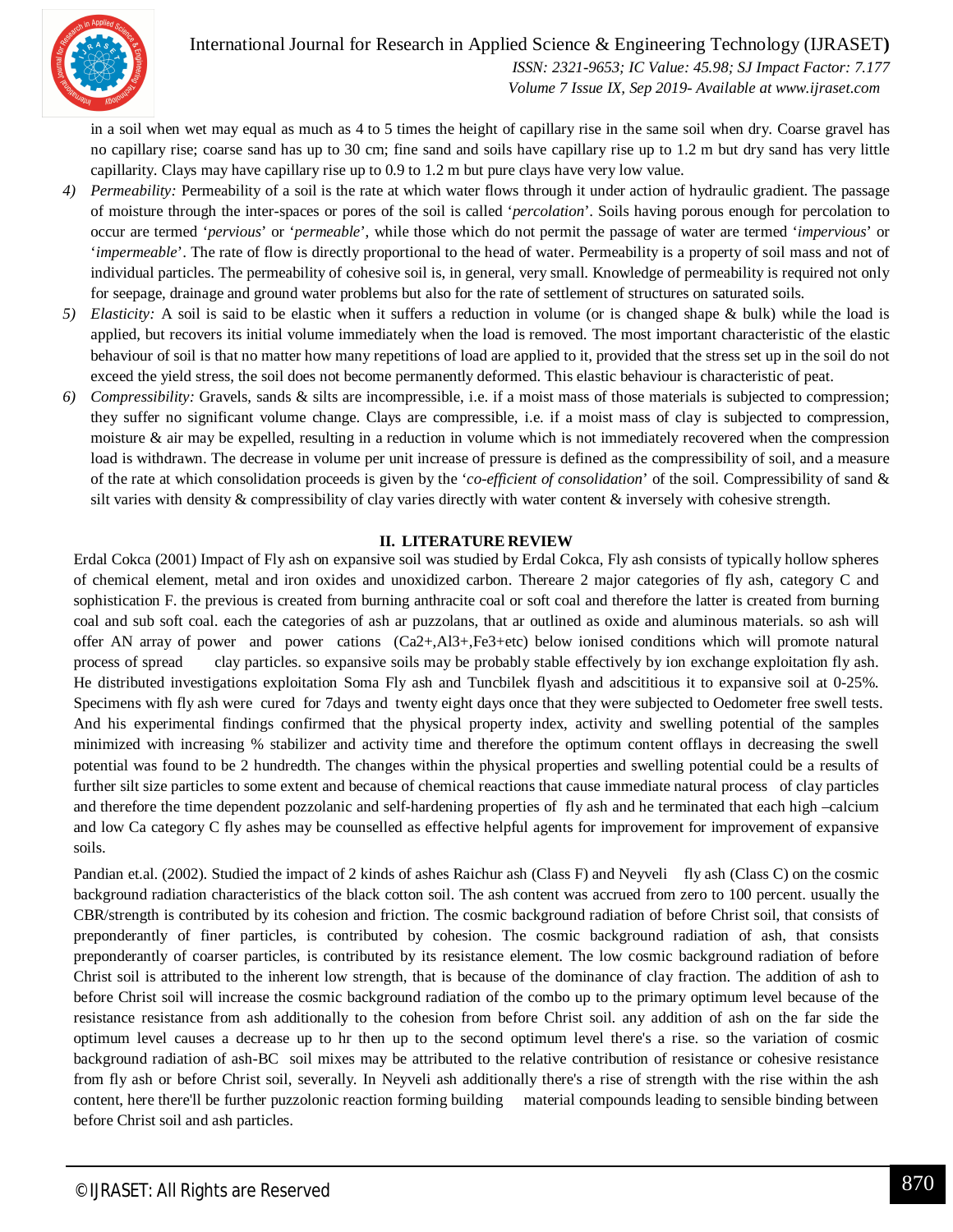in a soil when wet may equal as much as 4 to 5 times the height of capillary rise in the same soil when dry. Coarse gravel has no capillary rise; coarse sand has up to 30 cm; fine sand and soils have capillary rise up to 1.2 m but dry sand has very little capillarity. Clays may have capillary rise up to 0.9 to 1.2 m but pure clays have very low value.

4) *Permeability:* Permeability of a soil is the rate at which water flows through it under action of hydraulic gradient. The passage of moisture through the inter-spaces or pores of the soil is called '*percolation*'. Soils having porous enough for percolation to occur are termed '*pervious*' or '*permeable*', while those which do not permit the passage of water are termed '*impervious*' or '*impermeable*'. The rate of flow is directly proportional to the head of water. Permeability is a property of soil mass and not of individual particles. The permeability of cohesive soil is, in general, very small. Knowledge of permeability is required not only for seepage, drainage and ground water problems but also for the rate of settlement of structures on saturated soils.
5) *Elasticity:* A soil is said to be elastic when it suffers a reduction in volume (or is changed shape & bulk) while the load is applied, but recovers its initial volume immediately when the load is removed. The most important characteristic of the elastic behaviour of soil is that no matter how many repetitions of load are applied to it, provided that the stress set up in the soil do not exceed the yield stress, the soil does not become permanently deformed. This elastic behaviour is characteristic of peat.
6) *Compressibility:* Gravels, sands & silts are incompressible, i.e. if a moist mass of those materials is subjected to compression; they suffer no significant volume change. Clays are compressible, i.e. if a moist mass of clay is subjected to compression, moisture & air may be expelled, resulting in a reduction in volume which is not immediately recovered when the compression load is withdrawn. The decrease in volume per unit increase of pressure is defined as the compressibility of soil, and a measure of the rate at which consolidation proceeds is given by the '*co-efficient of consolidation*' of the soil. Compressibility of sand & silt varies with density & compressibility of clay varies directly with water content & inversely with cohesive strength.

## II. LITERATURE REVIEW

Erdal Cokca (2001) Impact of Fly ash on expansive soil was studied by Erdal Cokca, Fly ash consists of typically hollow spheres of chemical element, metal and iron oxides and unoxidized carbon. Thereare 2 major categories of fly ash, category C and sophistication F. the previous is created from burning anthracite coal or soft coal and therefore the latter is created from burning coal and sub soft coal. each the categories of ash ar puzzolans, that ar outlined as oxide and aluminous materials. so ash will offer AN array of power and power cations ($Ca^{2+}$,$Al^{3+}$,$Fe^{3+}$etc) below ionised conditions which will promote natural process of spread clay particles. so expansive soils may be probably stable effectively by ion exchange exploitation fly ash. He distributed investigations exploitation Soma Fly ash and Tuncbilek flyash and adscititious it to expansive soil at 0-25%. Specimens with fly ash were cured for 7days and twenty eight days once that they were subjected to Oedometer free swell tests. And his experimental findings confirmed that the physical property index, activity and swelling potential of the samples minimized with increasing % stabilizer and activity time and therefore the optimum content offlays in decreasing the swell potential was found to be 2 hundredth. The changes within the physical properties and swelling potential could be a results of further silt size particles to some extent and because of chemical reactions that cause immediate natural process of clay particles and therefore the time dependent pozzolanic and self-hardening properties of fly ash and he terminated that each high –calcium and low Ca category C fly ashes may be counselled as effective helpful agents for improvement for improvement of expansive soils.

Pandian et.al. (2002). Studied the impact of 2 kinds of ashes Raichur ash (Class F) and Neyveli fly ash (Class C) on the cosmic background radiation characteristics of the black cotton soil. The ash content was accrued from zero to 100 percent. usually the CBR/strength is contributed by its cohesion and friction. The cosmic background radiation of before Christ soil, that consists of preponderantly of finer particles, is contributed by cohesion. The cosmic background radiation of ash, that consists preponderantly of coarser particles, is contributed by its resistance element. The low cosmic background radiation of before Christ soil is attributed to the inherent low strength, that is because of the dominance of clay fraction. The addition of ash to before Christ soil will increase the cosmic background radiation of the combo up to the primary optimum level because of the resistance resistance from ash additionally to the cohesion from before Christ soil. any addition of ash on the far side the optimum level causes a decrease up to hr then up to the second optimum level there's a rise. so the variation of cosmic background radiation of ash-BC soil mixes may be attributed to the relative contribution of resistance or cohesive resistance from fly ash or before Christ soil, severally. In Neyveli ash additionally there's a rise of strength with the rise within the ash content, here there'll be further puzzolonic reaction forming building material compounds leading to sensible binding between before Christ soil and ash particles.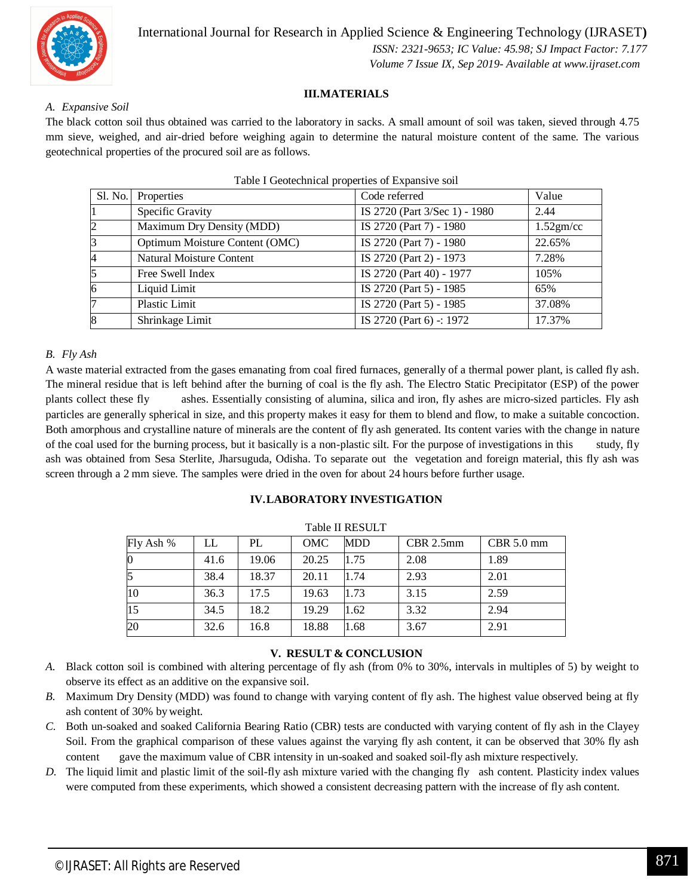## III. MATERIALS

### A. Expansive Soil

The black cotton soil thus obtained was carried to the laboratory in sacks. A small amount of soil was taken, sieved through 4.75 mm sieve, weighed, and air-dried before weighing again to determine the natural moisture content of the same. The various geotechnical properties of the procured soil are as follows.

Table I Geotechnical properties of Expansive soil

| Sl. No. | Properties | Code referred | Value |
|---|---|---|---|
| 1 | Specific Gravity | IS 2720 (Part 3/Sec 1) - 1980 | 2.44 |
| 2 | Maximum Dry Density (MDD) | IS 2720 (Part 7) - 1980 | 1.52gm/cc |
| 3 | Optimum Moisture Content (OMC) | IS 2720 (Part 7) - 1980 | 22.65% |
| 4 | Natural Moisture Content | IS 2720 (Part 2) - 1973 | 7.28% |
| 5 | Free Swell Index | IS 2720 (Part 40) - 1977 | 105% |
| 6 | Liquid Limit | IS 2720 (Part 5) - 1985 | 65% |
| 7 | Plastic Limit | IS 2720 (Part 5) - 1985 | 37.08% |
| 8 | Shrinkage Limit | IS 2720 (Part 6) -: 1972 | 17.37% |

### B. Fly Ash

A waste material extracted from the gases emanating from coal fired furnaces, generally of a thermal power plant, is called fly ash. The mineral residue that is left behind after the burning of coal is the fly ash. The Electro Static Precipitator (ESP) of the power plants collect these fly ashes. Essentially consisting of alumina, silica and iron, fly ashes are micro-sized particles. Fly ash particles are generally spherical in size, and this property makes it easy for them to blend and flow, to make a suitable concoction. Both amorphous and crystalline nature of minerals are the content of fly ash generated. Its content varies with the change in nature of the coal used for the burning process, but it basically is a non-plastic silt. For the purpose of investigations in this study, fly ash was obtained from Sesa Sterlite, Jharsuguda, Odisha. To separate out the vegetation and foreign material, this fly ash was screen through a 2 mm sieve. The samples were dried in the oven for about 24 hours before further usage.

## IV. LABORATORY INVESTIGATION

Table II RESULT

| Fly Ash % | LL | PL | OMC | MDD | CBR 2.5mm | CBR 5.0 mm |
|---|---|---|---|---|---|---|
| 0 | 41.6 | 19.06 | 20.25 | 1.75 | 2.08 | 1.89 |
| 5 | 38.4 | 18.37 | 20.11 | 1.74 | 2.93 | 2.01 |
| 10 | 36.3 | 17.5 | 19.63 | 1.73 | 3.15 | 2.59 |
| 15 | 34.5 | 18.2 | 19.29 | 1.62 | 3.32 | 2.94 |
| 20 | 32.6 | 16.8 | 18.88 | 1.68 | 3.67 | 2.91 |

## V. RESULT & CONCLUSION

A. Black cotton soil is combined with altering percentage of fly ash (from 0% to 30%, intervals in multiples of 5) by weight to observe its effect as an additive on the expansive soil.

B. Maximum Dry Density (MDD) was found to change with varying content of fly ash. The highest value observed being at fly ash content of 30% by weight.

C. Both un-soaked and soaked California Bearing Ratio (CBR) tests are conducted with varying content of fly ash in the Clayey Soil. From the graphical comparison of these values against the varying fly ash content, it can be observed that 30% fly ash content gave the maximum value of CBR intensity in un-soaked and soaked soil-fly ash mixture respectively.

D. The liquid limit and plastic limit of the soil-fly ash mixture varied with the changing fly ash content. Plasticity index values were computed from these experiments, which showed a consistent decreasing pattern with the increase of fly ash content.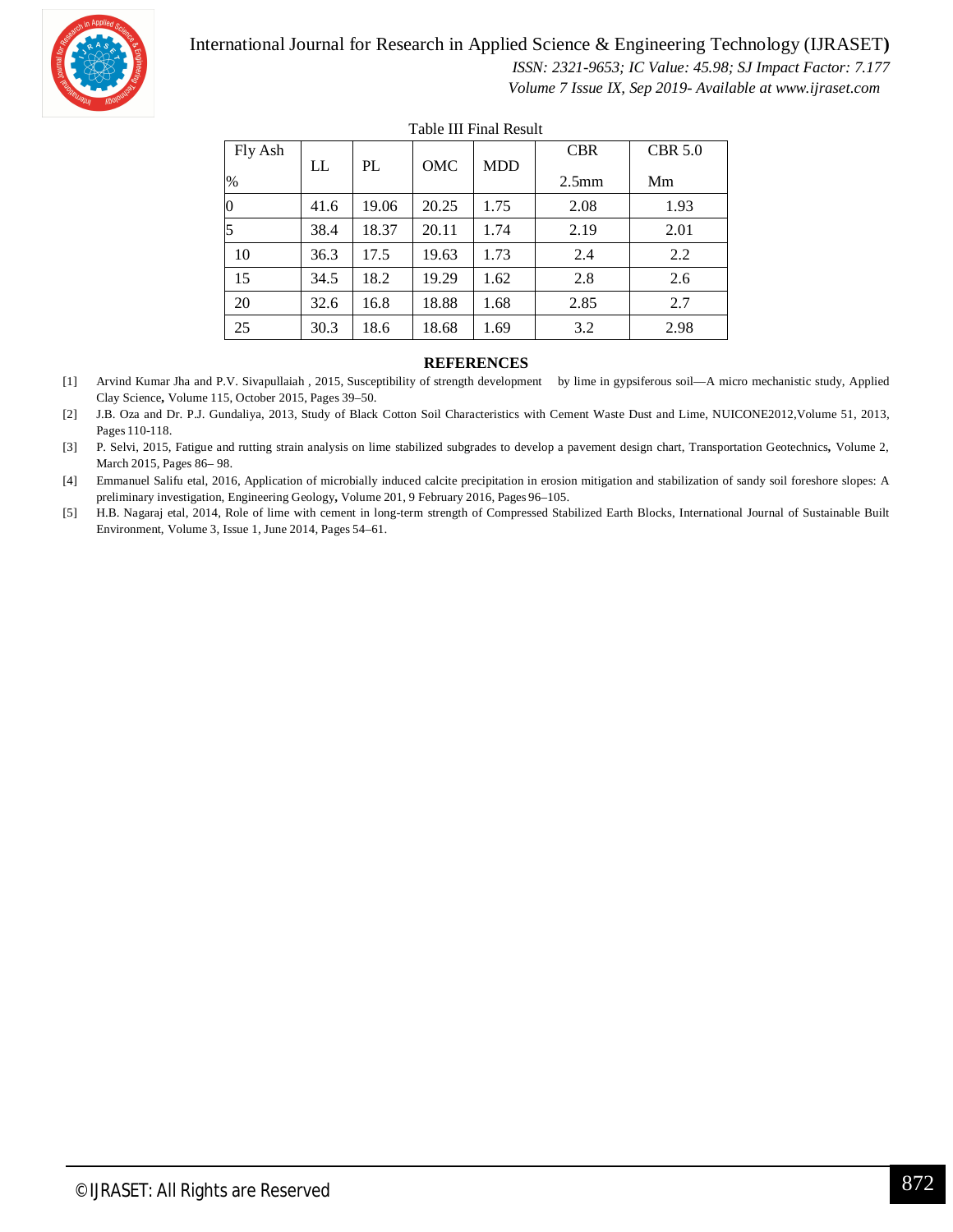Table III Final Result

| Fly Ash % | LL | PL | OMC | MDD | CBR 2.5mm | CBR 5.0 Mm |
|---|---|---|---|---|---|---|
| 0 | 41.6 | 19.06 | 20.25 | 1.75 | 2.08 | 1.93 |
| 5 | 38.4 | 18.37 | 20.11 | 1.74 | 2.19 | 2.01 |
| 10 | 36.3 | 17.5 | 19.63 | 1.73 | 2.4 | 2.2 |
| 15 | 34.5 | 18.2 | 19.29 | 1.62 | 2.8 | 2.6 |
| 20 | 32.6 | 16.8 | 18.88 | 1.68 | 2.85 | 2.7 |
| 25 | 30.3 | 18.6 | 18.68 | 1.69 | 3.2 | 2.98 |

## REFERENCES

[1] Arvind Kumar Jha and P.V. Sivapullaiah , 2015, Susceptibility of strength development by lime in gypsiferous soil—A micro mechanistic study, Applied Clay Science, Volume 115, October 2015, Pages 39–50.

[2] J.B. Oza and Dr. P.J. Gundaliya, 2013, Study of Black Cotton Soil Characteristics with Cement Waste Dust and Lime, NUICONE2012,Volume 51, 2013, Pages 110-118.

[3] P. Selvi, 2015, Fatigue and rutting strain analysis on lime stabilized subgrades to develop a pavement design chart, Transportation Geotechnics, Volume 2, March 2015, Pages 86– 98.

[4] Emmanuel Salifu etal, 2016, Application of microbially induced calcite precipitation in erosion mitigation and stabilization of sandy soil foreshore slopes: A preliminary investigation, Engineering Geology, Volume 201, 9 February 2016, Pages 96–105.

[5] H.B. Nagaraj etal, 2014, Role of lime with cement in long-term strength of Compressed Stabilized Earth Blocks, International Journal of Sustainable Built Environment, Volume 3, Issue 1, June 2014, Pages 54–61.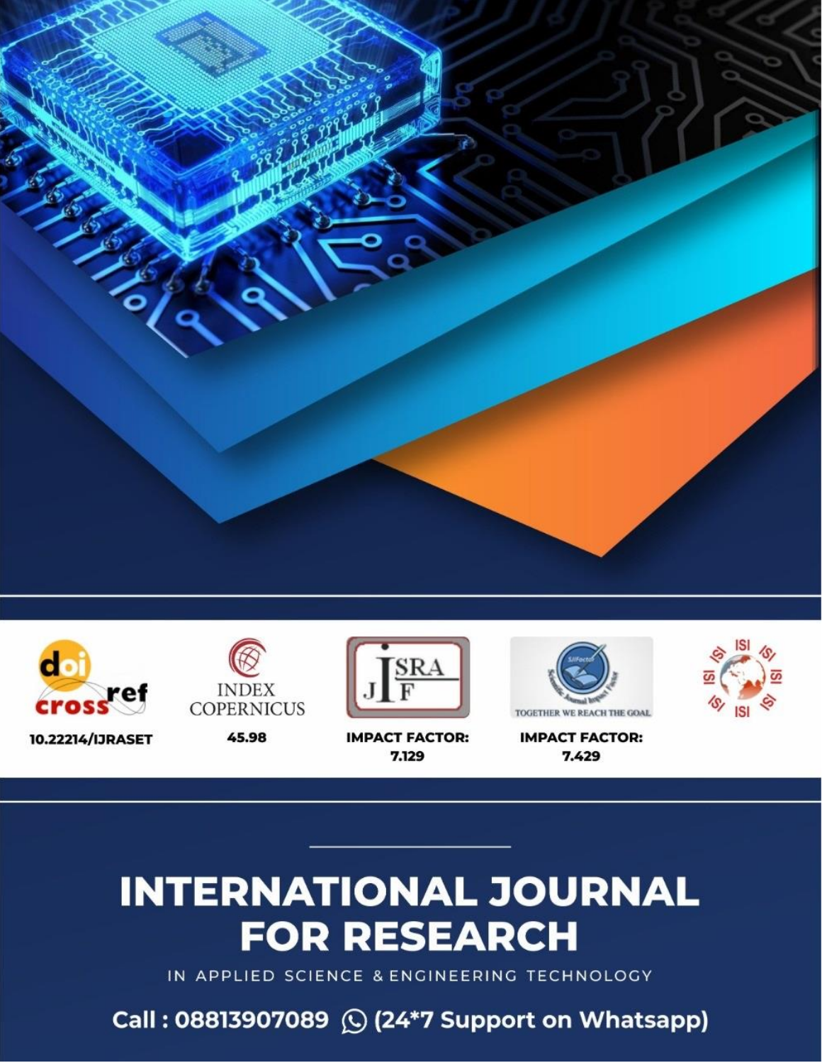10.22214/IJRASET

INDEX COPERNICUS

45.98

IMPACT FACTOR: 7.129

IMPACT FACTOR: 7.429

# INTERNATIONAL JOURNAL FOR RESEARCH

IN APPLIED SCIENCE & ENGINEERING TECHNOLOGY

Call : 08813907089 (24*7 Support on Whatsapp)